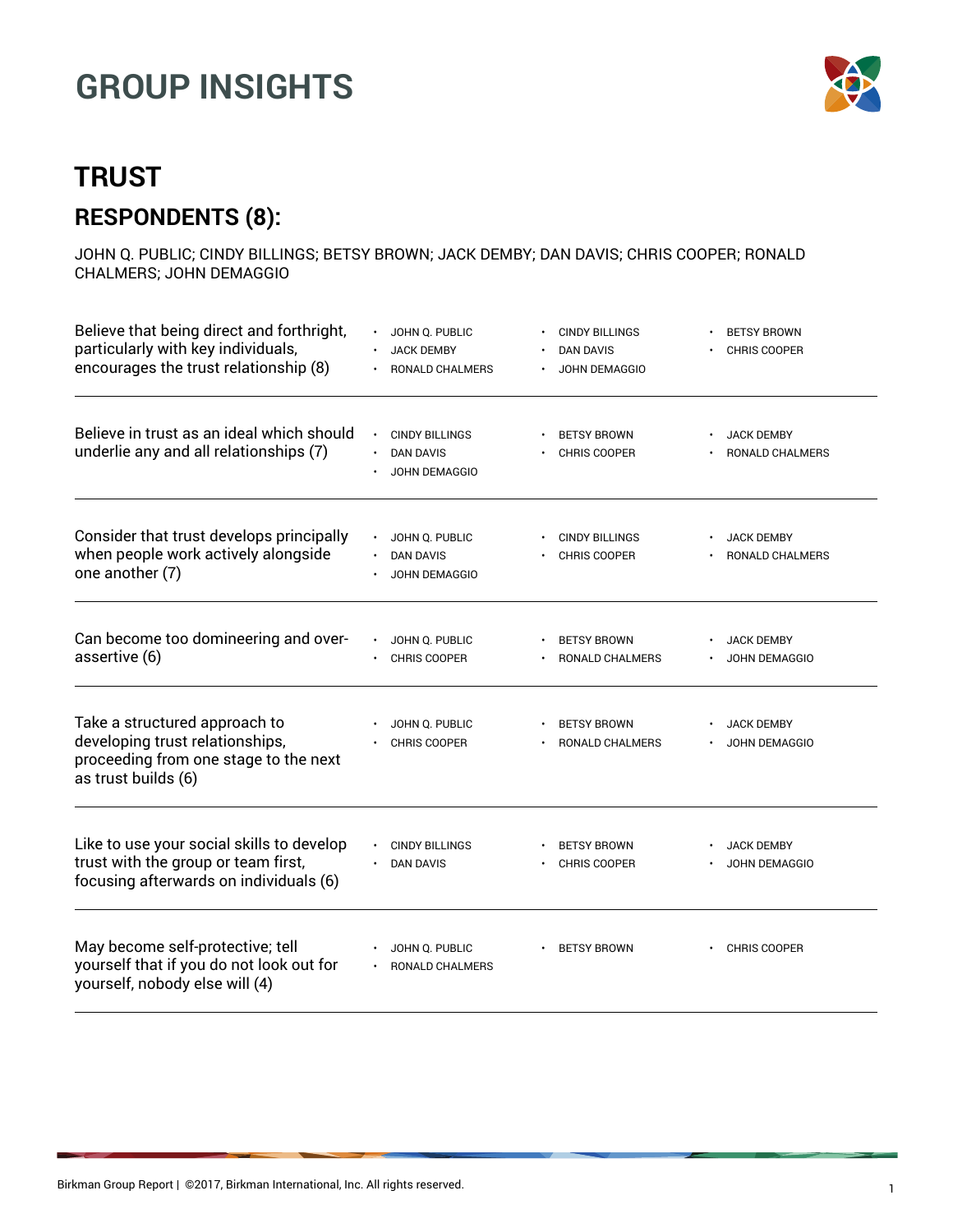# GROUP INSIGHTS

## TRUST

### RESPONDENTS (8):

JOHN Q. PUBLIC; CINDY BILLINGS; BETSY BROWN; JACK DEMBY; DAN DAVIS; CHRIS COOPER; RONALD CHALMERS; JOHN DEMAGGIO

| Statement | Respondents |
| --- | --- |
| Believe that being direct and forthright, particularly with key individuals, encourages the trust relationship (8) | JOHN Q. PUBLIC; CINDY BILLINGS; BETSY BROWN; JACK DEMBY; DAN DAVIS; CHRIS COOPER; RONALD CHALMERS; JOHN DEMAGGIO |
| Believe in trust as an ideal which should underlie any and all relationships (7) | CINDY BILLINGS; BETSY BROWN; JACK DEMBY; DAN DAVIS; CHRIS COOPER; RONALD CHALMERS; JOHN DEMAGGIO |
| Consider that trust develops principally when people work actively alongside one another (7) | JOHN Q. PUBLIC; CINDY BILLINGS; JACK DEMBY; DAN DAVIS; CHRIS COOPER; RONALD CHALMERS; JOHN DEMAGGIO |
| Can become too domineering and over-assertive (6) | JOHN Q. PUBLIC; BETSY BROWN; JACK DEMBY; CHRIS COOPER; RONALD CHALMERS; JOHN DEMAGGIO |
| Take a structured approach to developing trust relationships, proceeding from one stage to the next as trust builds (6) | JOHN Q. PUBLIC; BETSY BROWN; JACK DEMBY; CHRIS COOPER; RONALD CHALMERS; JOHN DEMAGGIO |
| Like to use your social skills to develop trust with the group or team first, focusing afterwards on individuals (6) | CINDY BILLINGS; BETSY BROWN; JACK DEMBY; DAN DAVIS; CHRIS COOPER; JOHN DEMAGGIO |
| May become self-protective; tell yourself that if you do not look out for yourself, nobody else will (4) | JOHN Q. PUBLIC; BETSY BROWN; CHRIS COOPER; RONALD CHALMERS |

Birkman Group Report | ©2017, Birkman International, Inc. All rights reserved.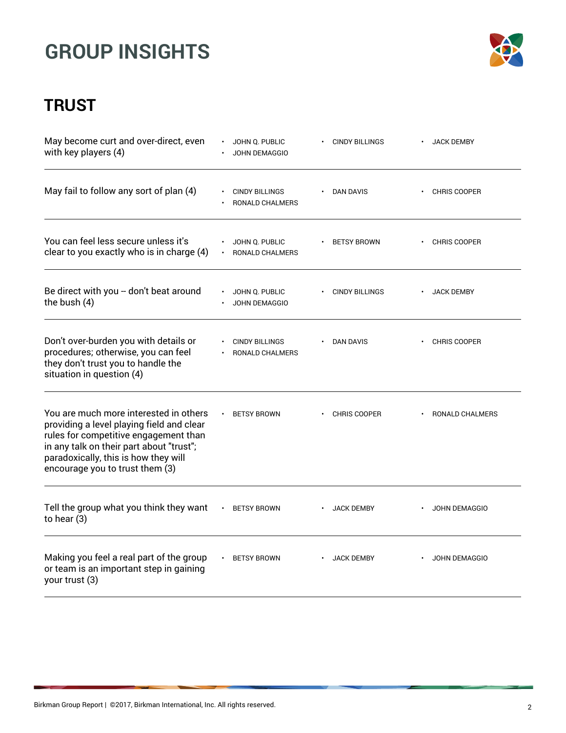# GROUP INSIGHTS

## TRUST

| | | | |
|---|---|---|---|
| May become curt and over-direct, even with key players (4) | • JOHN Q. PUBLIC<br>• JOHN DEMAGGIO | • CINDY BILLINGS | • JACK DEMBY |
| May fail to follow any sort of plan (4) | • CINDY BILLINGS<br>• RONALD CHALMERS | • DAN DAVIS | • CHRIS COOPER |
| You can feel less secure unless it's clear to you exactly who is in charge (4) | • JOHN Q. PUBLIC<br>• RONALD CHALMERS | • BETSY BROWN | • CHRIS COOPER |
| Be direct with you -- don't beat around the bush (4) | • JOHN Q. PUBLIC<br>• JOHN DEMAGGIO | • CINDY BILLINGS | • JACK DEMBY |
| Don't over-burden you with details or procedures; otherwise, you can feel they don't trust you to handle the situation in question (4) | • CINDY BILLINGS<br>• RONALD CHALMERS | • DAN DAVIS | • CHRIS COOPER |
| You are much more interested in others providing a level playing field and clear rules for competitive engagement than in any talk on their part about "trust"; paradoxically, this is how they will encourage you to trust them (3) | • BETSY BROWN | • CHRIS COOPER | • RONALD CHALMERS |
| Tell the group what you think they want to hear (3) | • BETSY BROWN | • JACK DEMBY | • JOHN DEMAGGIO |
| Making you feel a real part of the group or team is an important step in gaining your trust (3) | • BETSY BROWN | • JACK DEMBY | • JOHN DEMAGGIO |

Birkman Group Report | ©2017, Birkman International, Inc. All rights reserved.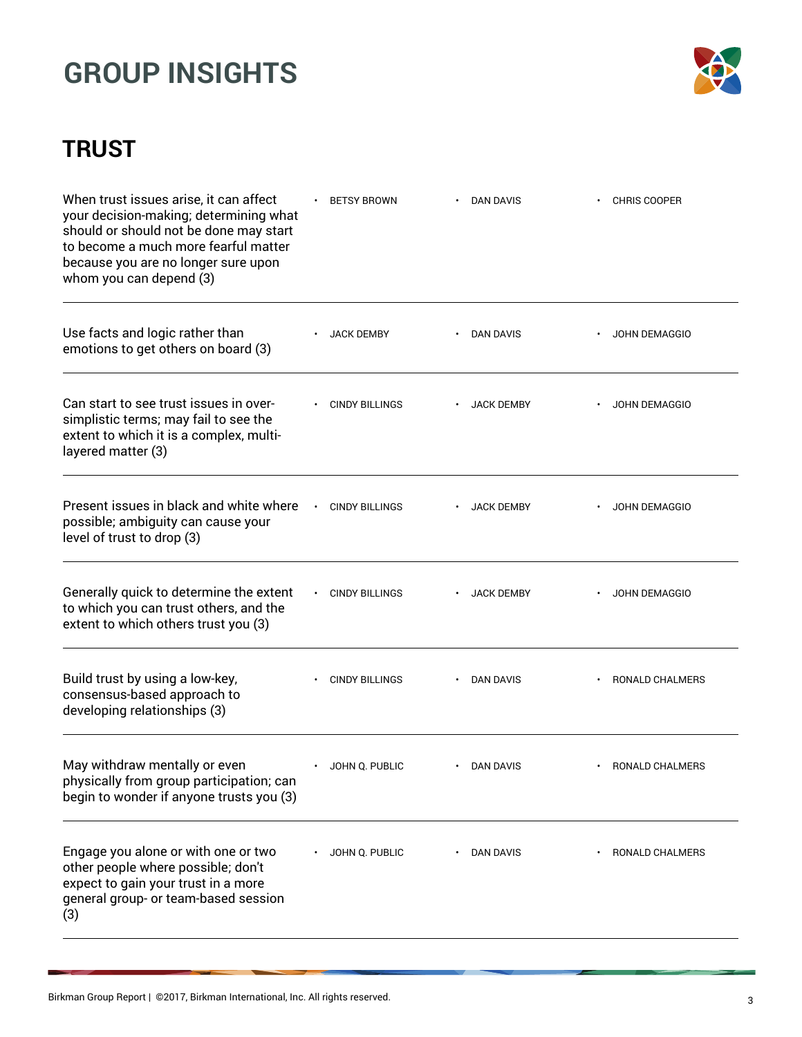# GROUP INSIGHTS

## TRUST

| | | | |
|---|---|---|---|
| When trust issues arise, it can affect your decision-making; determining what should or should not be done may start to become a much more fearful matter because you are no longer sure upon whom you can depend (3) | • BETSY BROWN | • DAN DAVIS | • CHRIS COOPER |
| Use facts and logic rather than emotions to get others on board (3) | • JACK DEMBY | • DAN DAVIS | • JOHN DEMAGGIO |
| Can start to see trust issues in over-simplistic terms; may fail to see the extent to which it is a complex, multi-layered matter (3) | • CINDY BILLINGS | • JACK DEMBY | • JOHN DEMAGGIO |
| Present issues in black and white where possible; ambiguity can cause your level of trust to drop (3) | • CINDY BILLINGS | • JACK DEMBY | • JOHN DEMAGGIO |
| Generally quick to determine the extent to which you can trust others, and the extent to which others trust you (3) | • CINDY BILLINGS | • JACK DEMBY | • JOHN DEMAGGIO |
| Build trust by using a low-key, consensus-based approach to developing relationships (3) | • CINDY BILLINGS | • DAN DAVIS | • RONALD CHALMERS |
| May withdraw mentally or even physically from group participation; can begin to wonder if anyone trusts you (3) | • JOHN Q. PUBLIC | • DAN DAVIS | • RONALD CHALMERS |
| Engage you alone or with one or two other people where possible; don't expect to gain your trust in a more general group- or team-based session (3) | • JOHN Q. PUBLIC | • DAN DAVIS | • RONALD CHALMERS |

Birkman Group Report | ©2017, Birkman International, Inc. All rights reserved.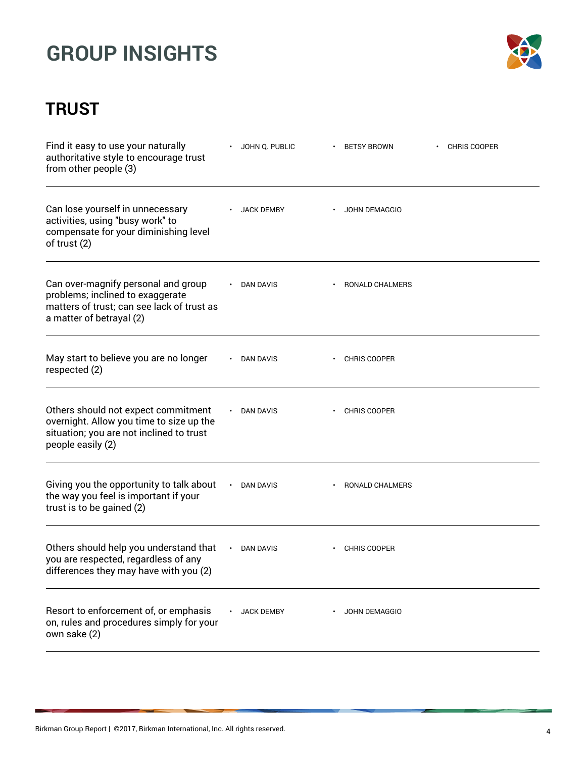# GROUP INSIGHTS

## TRUST

| | | | |
|---|---|---|---|
| Find it easy to use your naturally authoritative style to encourage trust from other people (3) | • JOHN Q. PUBLIC | • BETSY BROWN | • CHRIS COOPER |
| Can lose yourself in unnecessary activities, using "busy work" to compensate for your diminishing level of trust (2) | • JACK DEMBY | • JOHN DEMAGGIO | |
| Can over-magnify personal and group problems; inclined to exaggerate matters of trust; can see lack of trust as a matter of betrayal (2) | • DAN DAVIS | • RONALD CHALMERS | |
| May start to believe you are no longer respected (2) | • DAN DAVIS | • CHRIS COOPER | |
| Others should not expect commitment overnight. Allow you time to size up the situation; you are not inclined to trust people easily (2) | • DAN DAVIS | • CHRIS COOPER | |
| Giving you the opportunity to talk about the way you feel is important if your trust is to be gained (2) | • DAN DAVIS | • RONALD CHALMERS | |
| Others should help you understand that you are respected, regardless of any differences they may have with you (2) | • DAN DAVIS | • CHRIS COOPER | |
| Resort to enforcement of, or emphasis on, rules and procedures simply for your own sake (2) | • JACK DEMBY | • JOHN DEMAGGIO | |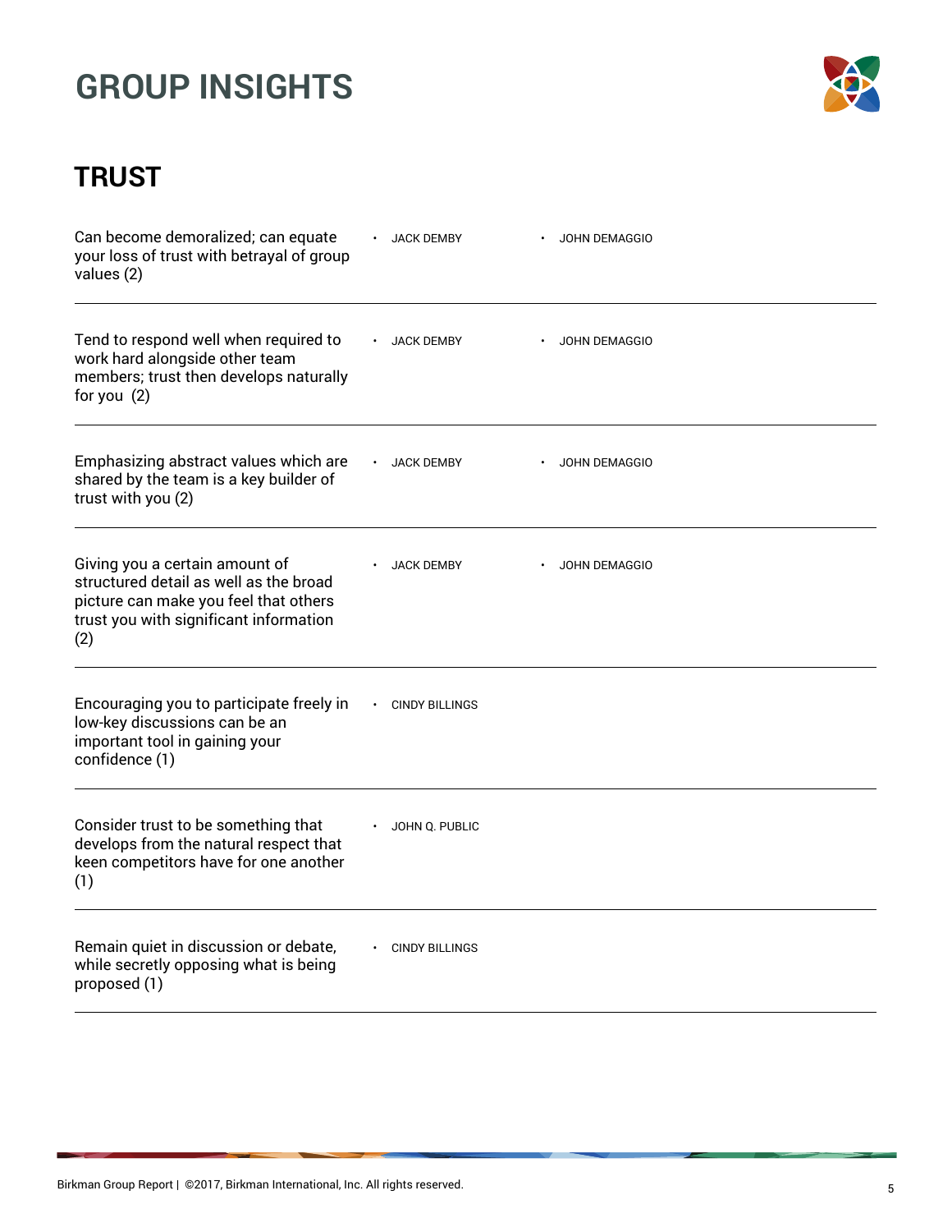# GROUP INSIGHTS

## TRUST

| | | |
|---|---|---|
| Can become demoralized; can equate your loss of trust with betrayal of group values (2) | • JACK DEMBY | • JOHN DEMAGGIO |
| Tend to respond well when required to work hard alongside other team members; trust then develops naturally for you (2) | • JACK DEMBY | • JOHN DEMAGGIO |
| Emphasizing abstract values which are shared by the team is a key builder of trust with you (2) | • JACK DEMBY | • JOHN DEMAGGIO |
| Giving you a certain amount of structured detail as well as the broad picture can make you feel that others trust you with significant information (2) | • JACK DEMBY | • JOHN DEMAGGIO |
| Encouraging you to participate freely in low-key discussions can be an important tool in gaining your confidence (1) | • CINDY BILLINGS | |
| Consider trust to be something that develops from the natural respect that keen competitors have for one another (1) | • JOHN Q. PUBLIC | |
| Remain quiet in discussion or debate, while secretly opposing what is being proposed (1) | • CINDY BILLINGS | |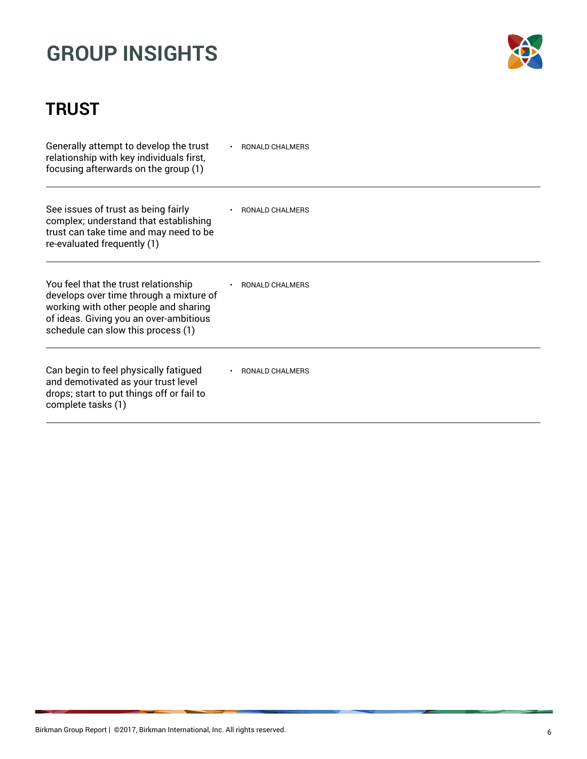# GROUP INSIGHTS

## TRUST

| | |
|---|---|
| Generally attempt to develop the trust relationship with key individuals first, focusing afterwards on the group (1) | • RONALD CHALMERS |
| See issues of trust as being fairly complex; understand that establishing trust can take time and may need to be re-evaluated frequently (1) | • RONALD CHALMERS |
| You feel that the trust relationship develops over time through a mixture of working with other people and sharing of ideas. Giving you an over-ambitious schedule can slow this process (1) | • RONALD CHALMERS |
| Can begin to feel physically fatigued and demotivated as your trust level drops; start to put things off or fail to complete tasks (1) | • RONALD CHALMERS |

Birkman Group Report | ©2017, Birkman International, Inc. All rights reserved.